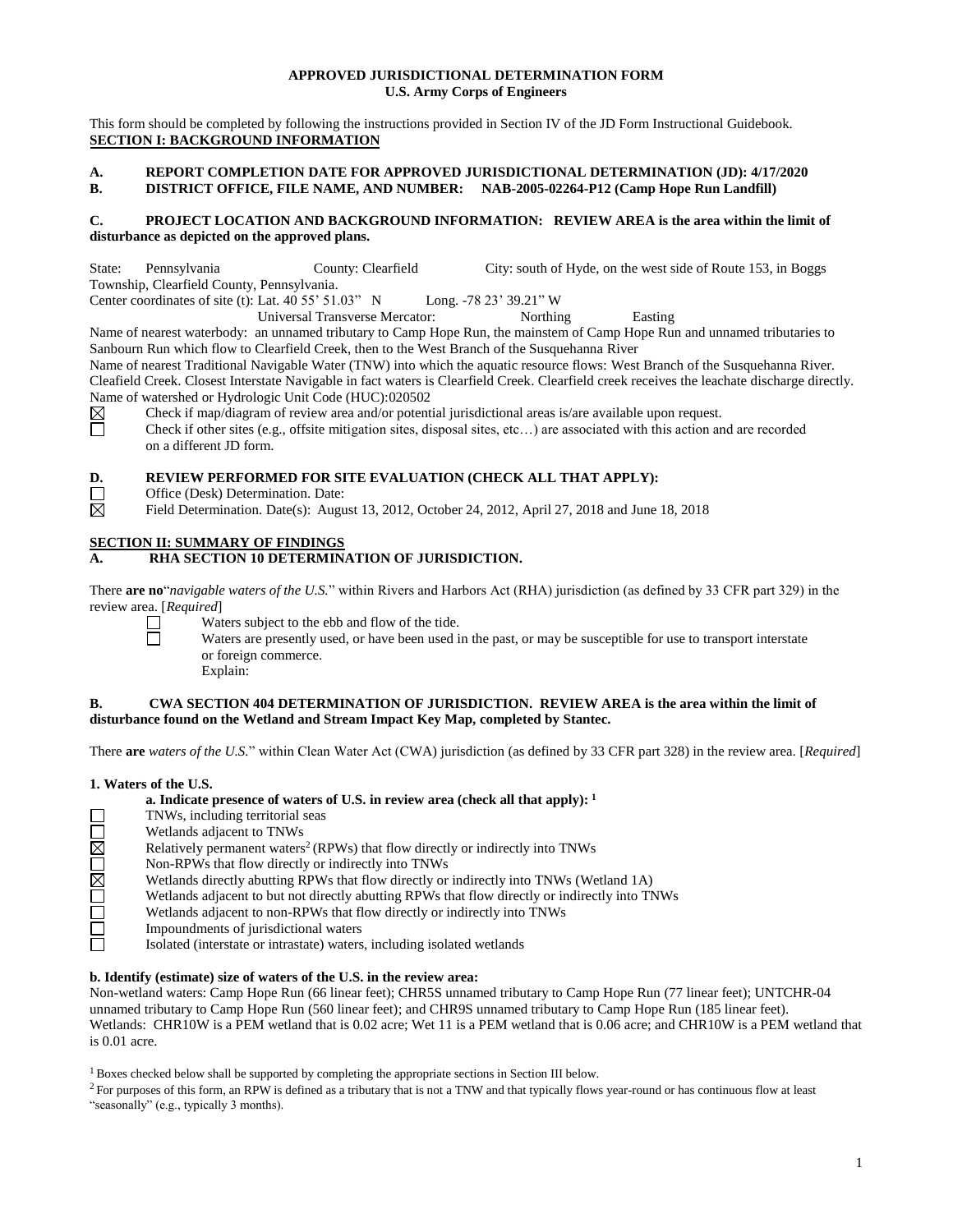**APPROVED JURISDICTIONAL DETERMINATION FORM**
**U.S. Army Corps of Engineers**

This form should be completed by following the instructions provided in Section IV of the JD Form Instructional Guidebook.

**SECTION I: BACKGROUND INFORMATION**

**A. REPORT COMPLETION DATE FOR APPROVED JURISDICTIONAL DETERMINATION (JD): 4/17/2020**

**B. DISTRICT OFFICE, FILE NAME, AND NUMBER: NAB-2005-02264-P12 (Camp Hope Run Landfill)**

**C. PROJECT LOCATION AND BACKGROUND INFORMATION: REVIEW AREA is the area within the limit of disturbance as depicted on the approved plans.**

State: Pennsylvania County: Clearfield City: south of Hyde, on the west side of Route 153, in Boggs Township, Clearfield County, Pennsylvania.

Center coordinates of site (t): Lat. 40 55' 51.03" N Long. -78 23' 39.21" W

Universal Transverse Mercator: Northing Easting

Name of nearest waterbody: an unnamed tributary to Camp Hope Run, the mainstem of Camp Hope Run and unnamed tributaries to Sanbourn Run which flow to Clearfield Creek, then to the West Branch of the Susquehanna River

Name of nearest Traditional Navigable Water (TNW) into which the aquatic resource flows: West Branch of the Susquehanna River. Cleafield Creek. Closest Interstate Navigable in fact waters is Clearfield Creek. Clearfield creek receives the leachate discharge directly.

Name of watershed or Hydrologic Unit Code (HUC):020502

☒ Check if map/diagram of review area and/or potential jurisdictional areas is/are available upon request.

☐ Check if other sites (e.g., offsite mitigation sites, disposal sites, etc…) are associated with this action and are recorded on a different JD form.

**D. REVIEW PERFORMED FOR SITE EVALUATION (CHECK ALL THAT APPLY):**

☐ Office (Desk) Determination. Date:

☒ Field Determination. Date(s): August 13, 2012, October 24, 2012, April 27, 2018 and June 18, 2018

**SECTION II: SUMMARY OF FINDINGS**

**A. RHA SECTION 10 DETERMINATION OF JURISDICTION.**

There **are no**"*navigable waters of the U.S.*" within Rivers and Harbors Act (RHA) jurisdiction (as defined by 33 CFR part 329) in the review area. [*Required*]

☐ Waters subject to the ebb and flow of the tide.

☐ Waters are presently used, or have been used in the past, or may be susceptible for use to transport interstate or foreign commerce.
Explain:

**B. CWA SECTION 404 DETERMINATION OF JURISDICTION. REVIEW AREA is the area within the limit of disturbance found on the Wetland and Stream Impact Key Map, completed by Stantec.**

There **are** *waters of the U.S.*" within Clean Water Act (CWA) jurisdiction (as defined by 33 CFR part 328) in the review area. [*Required*]

**1. Waters of the U.S.**

**a. Indicate presence of waters of U.S. in review area (check all that apply):** [1]

☐ TNWs, including territorial seas
☐ Wetlands adjacent to TNWs
☒ Relatively permanent waters[2] (RPWs) that flow directly or indirectly into TNWs
☐ Non-RPWs that flow directly or indirectly into TNWs
☒ Wetlands directly abutting RPWs that flow directly or indirectly into TNWs (Wetland 1A)
☐ Wetlands adjacent to but not directly abutting RPWs that flow directly or indirectly into TNWs
☐ Wetlands adjacent to non-RPWs that flow directly or indirectly into TNWs
☐ Impoundments of jurisdictional waters
☐ Isolated (interstate or intrastate) waters, including isolated wetlands

**b. Identify (estimate) size of waters of the U.S. in the review area:**

Non-wetland waters: Camp Hope Run (66 linear feet); CHR5S unnamed tributary to Camp Hope Run (77 linear feet); UNTCHR-04 unnamed tributary to Camp Hope Run (560 linear feet); and CHR9S unnamed tributary to Camp Hope Run (185 linear feet).

Wetlands: CHR10W is a PEM wetland that is 0.02 acre; Wet 11 is a PEM wetland that is 0.06 acre; and CHR10W is a PEM wetland that is 0.01 acre.

[1] Boxes checked below shall be supported by completing the appropriate sections in Section III below.

[2] For purposes of this form, an RPW is defined as a tributary that is not a TNW and that typically flows year-round or has continuous flow at least "seasonally" (e.g., typically 3 months).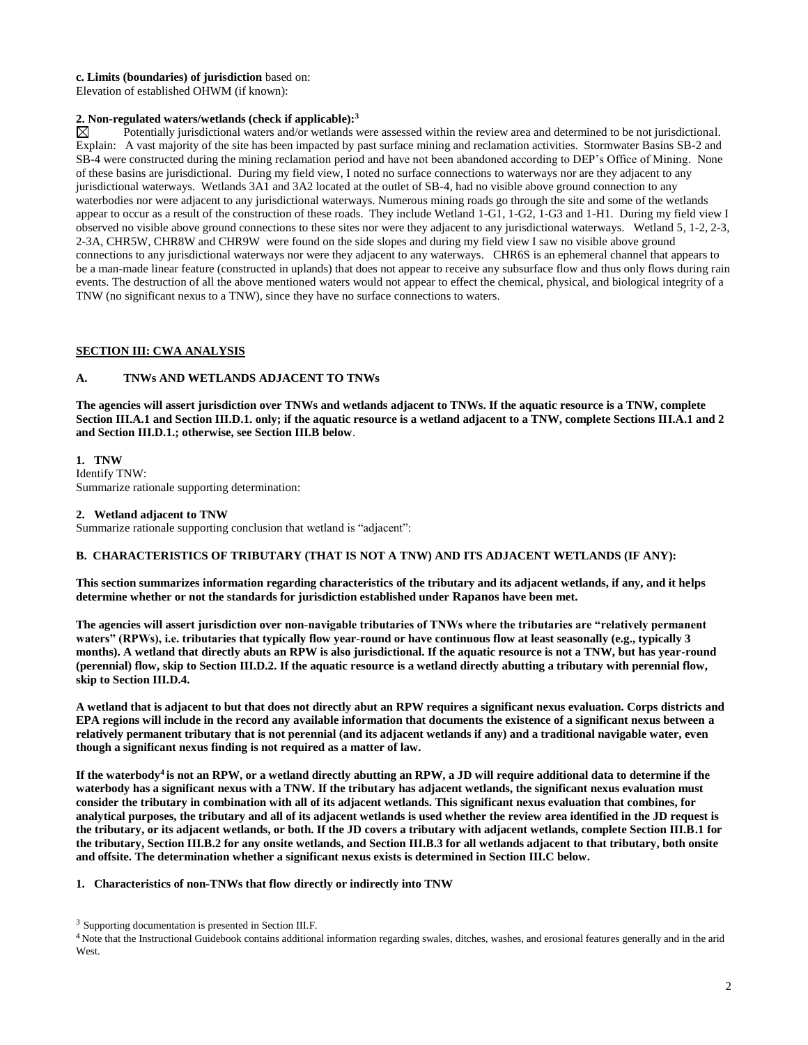**c. Limits (boundaries) of jurisdiction** based on:
Elevation of established OHWM (if known):

**2. Non-regulated waters/wetlands (check if applicable):**[3]

☒ Potentially jurisdictional waters and/or wetlands were assessed within the review area and determined to be not jurisdictional. Explain: A vast majority of the site has been impacted by past surface mining and reclamation activities. Stormwater Basins SB-2 and SB-4 were constructed during the mining reclamation period and have not been abandoned according to DEP's Office of Mining. None of these basins are jurisdictional. During my field view, I noted no surface connections to waterways nor are they adjacent to any jurisdictional waterways. Wetlands 3A1 and 3A2 located at the outlet of SB-4, had no visible above ground connection to any waterbodies nor were adjacent to any jurisdictional waterways. Numerous mining roads go through the site and some of the wetlands appear to occur as a result of the construction of these roads. They include Wetland 1-G1, 1-G2, 1-G3 and 1-H1. During my field view I observed no visible above ground connections to these sites nor were they adjacent to any jurisdictional waterways. Wetland 5, 1-2, 2-3, 2-3A, CHR5W, CHR8W and CHR9W were found on the side slopes and during my field view I saw no visible above ground connections to any jurisdictional waterways nor were they adjacent to any waterways. CHR6S is an ephemeral channel that appears to be a man-made linear feature (constructed in uplands) that does not appear to receive any subsurface flow and thus only flows during rain events. The destruction of all the above mentioned waters would not appear to effect the chemical, physical, and biological integrity of a TNW (no significant nexus to a TNW), since they have no surface connections to waters.

## SECTION III: CWA ANALYSIS

### A. TNWs AND WETLANDS ADJACENT TO TNWs

**The agencies will assert jurisdiction over TNWs and wetlands adjacent to TNWs. If the aquatic resource is a TNW, complete Section III.A.1 and Section III.D.1. only; if the aquatic resource is a wetland adjacent to a TNW, complete Sections III.A.1 and 2 and Section III.D.1.; otherwise, see Section III.B below**.

**1. TNW**
Identify TNW:
Summarize rationale supporting determination:

**2. Wetland adjacent to TNW**
Summarize rationale supporting conclusion that wetland is "adjacent":

### B. CHARACTERISTICS OF TRIBUTARY (THAT IS NOT A TNW) AND ITS ADJACENT WETLANDS (IF ANY):

**This section summarizes information regarding characteristics of the tributary and its adjacent wetlands, if any, and it helps determine whether or not the standards for jurisdiction established under Rapanos have been met.**

**The agencies will assert jurisdiction over non-navigable tributaries of TNWs where the tributaries are "relatively permanent waters" (RPWs), i.e. tributaries that typically flow year-round or have continuous flow at least seasonally (e.g., typically 3 months). A wetland that directly abuts an RPW is also jurisdictional. If the aquatic resource is not a TNW, but has year-round (perennial) flow, skip to Section III.D.2. If the aquatic resource is a wetland directly abutting a tributary with perennial flow, skip to Section III.D.4.**

**A wetland that is adjacent to but that does not directly abut an RPW requires a significant nexus evaluation. Corps districts and EPA regions will include in the record any available information that documents the existence of a significant nexus between a relatively permanent tributary that is not perennial (and its adjacent wetlands if any) and a traditional navigable water, even though a significant nexus finding is not required as a matter of law.**

**If the waterbody[4] is not an RPW, or a wetland directly abutting an RPW, a JD will require additional data to determine if the waterbody has a significant nexus with a TNW. If the tributary has adjacent wetlands, the significant nexus evaluation must consider the tributary in combination with all of its adjacent wetlands. This significant nexus evaluation that combines, for analytical purposes, the tributary and all of its adjacent wetlands is used whether the review area identified in the JD request is the tributary, or its adjacent wetlands, or both. If the JD covers a tributary with adjacent wetlands, complete Section III.B.1 for the tributary, Section III.B.2 for any onsite wetlands, and Section III.B.3 for all wetlands adjacent to that tributary, both onsite and offsite. The determination whether a significant nexus exists is determined in Section III.C below.**

**1. Characteristics of non-TNWs that flow directly or indirectly into TNW**

[3] Supporting documentation is presented in Section III.F.

[4] Note that the Instructional Guidebook contains additional information regarding swales, ditches, washes, and erosional features generally and in the arid West.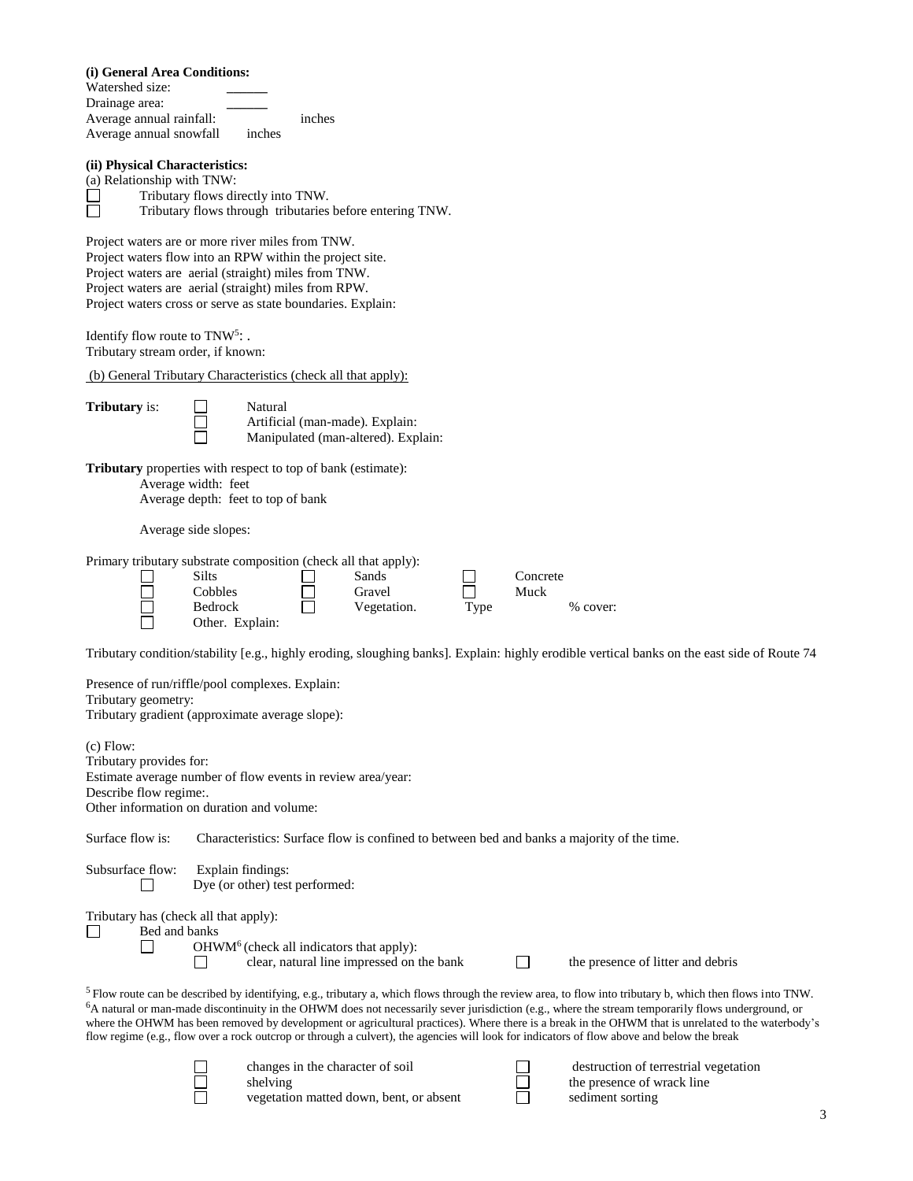**(i) General Area Conditions:**

Watershed size: ______

Drainage area: ______

Average annual rainfall: inches

Average annual snowfall inches

**(ii) Physical Characteristics:**

(a) Relationship with TNW:

☐ Tributary flows directly into TNW.

☐ Tributary flows through tributaries before entering TNW.

Project waters are or more river miles from TNW.

Project waters flow into an RPW within the project site.

Project waters are aerial (straight) miles from TNW.

Project waters are aerial (straight) miles from RPW.

Project waters cross or serve as state boundaries. Explain:

Identify flow route to TNW[5]: .

Tributary stream order, if known:

(b) General Tributary Characteristics (check all that apply):

**Tributary** is:
☐ Natural
☐ Artificial (man-made). Explain:
☐ Manipulated (man-altered). Explain:

**Tributary** properties with respect to top of bank (estimate):

Average width: feet

Average depth: feet to top of bank

Average side slopes:

Primary tributary substrate composition (check all that apply):

☐ Silts ☐ Sands ☐ Concrete

☐ Cobbles ☐ Gravel ☐ Muck

☐ Bedrock ☐ Vegetation. Type % cover:

☐ Other. Explain:

Tributary condition/stability [e.g., highly eroding, sloughing banks]. Explain: highly erodible vertical banks on the east side of Route 74

Presence of run/riffle/pool complexes. Explain:

Tributary geometry:

Tributary gradient (approximate average slope):

(c) Flow:

Tributary provides for:

Estimate average number of flow events in review area/year:

Describe flow regime:.

Other information on duration and volume:

Surface flow is: Characteristics: Surface flow is confined to between bed and banks a majority of the time.

Subsurface flow: Explain findings:

☐ Dye (or other) test performed:

Tributary has (check all that apply):

☐ Bed and banks

☐ OHWM[6] (check all indicators that apply):

☐ clear, natural line impressed on the bank ☐ the presence of litter and debris

☐ changes in the character of soil ☐ destruction of terrestrial vegetation

☐ shelving ☐ the presence of wrack line

☐ vegetation matted down, bent, or absent ☐ sediment sorting

[5] Flow route can be described by identifying, e.g., tributary a, which flows through the review area, to flow into tributary b, which then flows into TNW.

[6] A natural or man-made discontinuity in the OHWM does not necessarily sever jurisdiction (e.g., where the stream temporarily flows underground, or where the OHWM has been removed by development or agricultural practices). Where there is a break in the OHWM that is unrelated to the waterbody's flow regime (e.g., flow over a rock outcrop or through a culvert), the agencies will look for indicators of flow above and below the break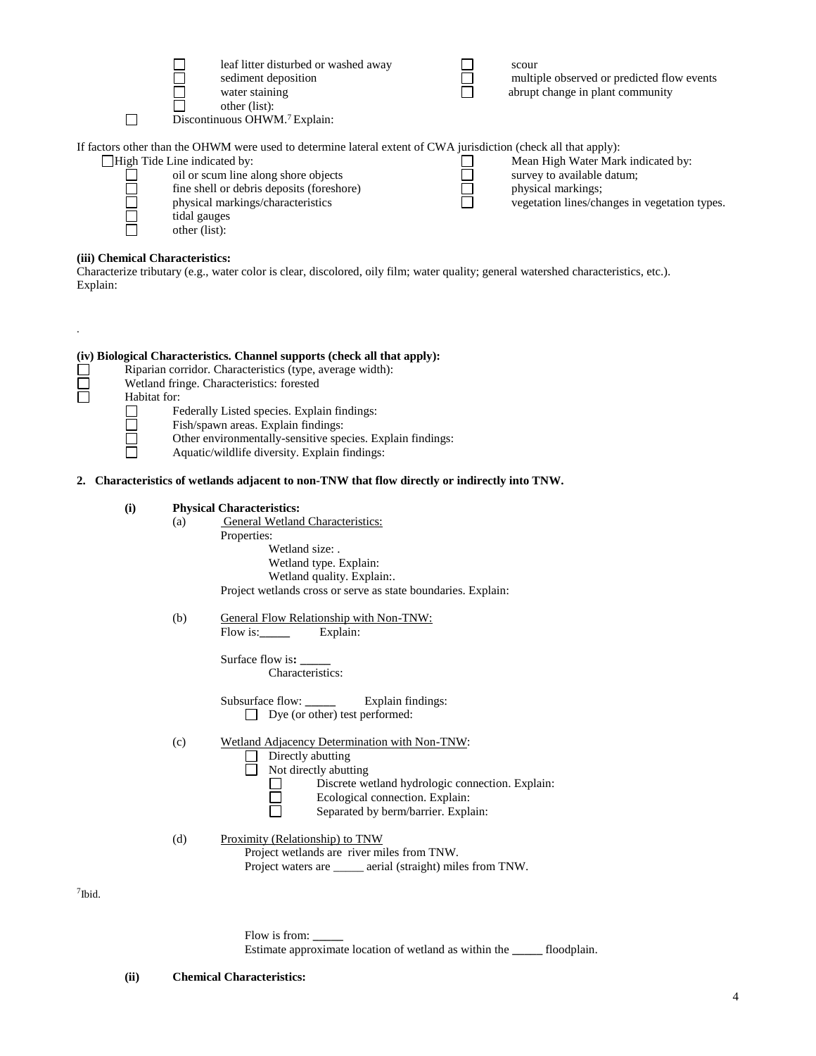- ☐ leaf litter disturbed or washed away
- ☐ sediment deposition
- ☐ water staining
- ☐ other (list):
- ☐ scour
- ☐ multiple observed or predicted flow events
- ☐ abrupt change in plant community

☐ Discontinuous OHWM.[7] Explain:

If factors other than the OHWM were used to determine lateral extent of CWA jurisdiction (check all that apply):

☐ High Tide Line indicated by:
- ☐ oil or scum line along shore objects
- ☐ fine shell or debris deposits (foreshore)
- ☐ physical markings/characteristics
- ☐ tidal gauges
- ☐ other (list):

☐ Mean High Water Mark indicated by:
- ☐ survey to available datum;
- ☐ physical markings;
- ☐ vegetation lines/changes in vegetation types.

**(iii) Chemical Characteristics:**
Characterize tributary (e.g., water color is clear, discolored, oily film; water quality; general watershed characteristics, etc.).
Explain:

.

**(iv) Biological Characteristics. Channel supports (check all that apply):**
- ☐ Riparian corridor. Characteristics (type, average width):
- ☐ Wetland fringe. Characteristics: forested
- ☐ Habitat for:
  - ☐ Federally Listed species. Explain findings:
  - ☐ Fish/spawn areas. Explain findings:
  - ☐ Other environmentally-sensitive species. Explain findings:
  - ☐ Aquatic/wildlife diversity. Explain findings:

**2. Characteristics of wetlands adjacent to non-TNW that flow directly or indirectly into TNW.**

**(i) Physical Characteristics:**

(a) General Wetland Characteristics:
Properties:
Wetland size: .
Wetland type. Explain:
Wetland quality. Explain:.
Project wetlands cross or serve as state boundaries. Explain:

(b) General Flow Relationship with Non-TNW:
Flow is:_____ Explain:

Surface flow is**:** _____
Characteristics:

Subsurface flow: _____ Explain findings:
☐ Dye (or other) test performed:

(c) Wetland Adjacency Determination with Non-TNW:
- ☐ Directly abutting
- ☐ Not directly abutting
  - ☐ Discrete wetland hydrologic connection. Explain:
  - ☐ Ecological connection. Explain:
  - ☐ Separated by berm/barrier. Explain:

(d) Proximity (Relationship) to TNW
Project wetlands are river miles from TNW.
Project waters are _____ aerial (straight) miles from TNW.

[7] Ibid.

Flow is from: _____
Estimate approximate location of wetland as within the _____ floodplain.

**(ii) Chemical Characteristics:**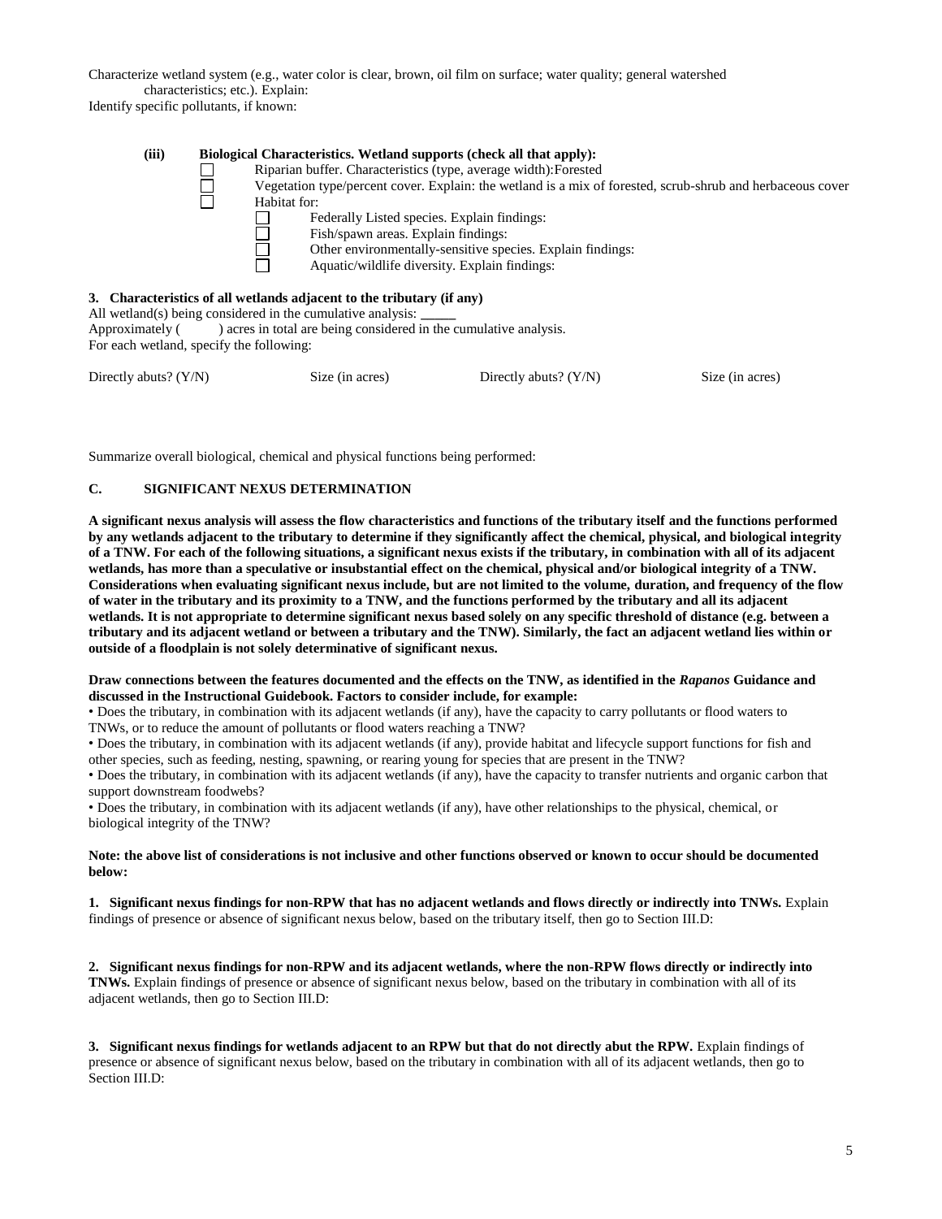Characterize wetland system (e.g., water color is clear, brown, oil film on surface; water quality; general watershed characteristics; etc.). Explain:

Identify specific pollutants, if known:

**(iii) Biological Characteristics. Wetland supports (check all that apply):**

- ☐ Riparian buffer. Characteristics (type, average width):Forested
- ☐ Vegetation type/percent cover. Explain: the wetland is a mix of forested, scrub-shrub and herbaceous cover
- ☐ Habitat for:
  - ☐ Federally Listed species. Explain findings:
  - ☐ Fish/spawn areas. Explain findings:
  - ☐ Other environmentally-sensitive species. Explain findings:
  - ☐ Aquatic/wildlife diversity. Explain findings:

**3. Characteristics of all wetlands adjacent to the tributary (if any)**

All wetland(s) being considered in the cumulative analysis: _____

Approximately (     ) acres in total are being considered in the cumulative analysis.

For each wetland, specify the following:

| Directly abuts? (Y/N) | Size (in acres) | Directly abuts? (Y/N) | Size (in acres) |
|---|---|---|---|

Summarize overall biological, chemical and physical functions being performed:

### C. SIGNIFICANT NEXUS DETERMINATION

**A significant nexus analysis will assess the flow characteristics and functions of the tributary itself and the functions performed by any wetlands adjacent to the tributary to determine if they significantly affect the chemical, physical, and biological integrity of a TNW. For each of the following situations, a significant nexus exists if the tributary, in combination with all of its adjacent wetlands, has more than a speculative or insubstantial effect on the chemical, physical and/or biological integrity of a TNW. Considerations when evaluating significant nexus include, but are not limited to the volume, duration, and frequency of the flow of water in the tributary and its proximity to a TNW, and the functions performed by the tributary and all its adjacent wetlands. It is not appropriate to determine significant nexus based solely on any specific threshold of distance (e.g. between a tributary and its adjacent wetland or between a tributary and the TNW). Similarly, the fact an adjacent wetland lies within or outside of a floodplain is not solely determinative of significant nexus.**

**Draw connections between the features documented and the effects on the TNW, as identified in the *Rapanos* Guidance and discussed in the Instructional Guidebook. Factors to consider include, for example:**

- Does the tributary, in combination with its adjacent wetlands (if any), have the capacity to carry pollutants or flood waters to TNWs, or to reduce the amount of pollutants or flood waters reaching a TNW?
- Does the tributary, in combination with its adjacent wetlands (if any), provide habitat and lifecycle support functions for fish and other species, such as feeding, nesting, spawning, or rearing young for species that are present in the TNW?
- Does the tributary, in combination with its adjacent wetlands (if any), have the capacity to transfer nutrients and organic carbon that support downstream foodwebs?
- Does the tributary, in combination with its adjacent wetlands (if any), have other relationships to the physical, chemical, or biological integrity of the TNW?

**Note: the above list of considerations is not inclusive and other functions observed or known to occur should be documented below:**

**1. Significant nexus findings for non-RPW that has no adjacent wetlands and flows directly or indirectly into TNWs.** Explain findings of presence or absence of significant nexus below, based on the tributary itself, then go to Section III.D:

**2. Significant nexus findings for non-RPW and its adjacent wetlands, where the non-RPW flows directly or indirectly into TNWs.** Explain findings of presence or absence of significant nexus below, based on the tributary in combination with all of its adjacent wetlands, then go to Section III.D:

**3. Significant nexus findings for wetlands adjacent to an RPW but that do not directly abut the RPW.** Explain findings of presence or absence of significant nexus below, based on the tributary in combination with all of its adjacent wetlands, then go to Section III.D: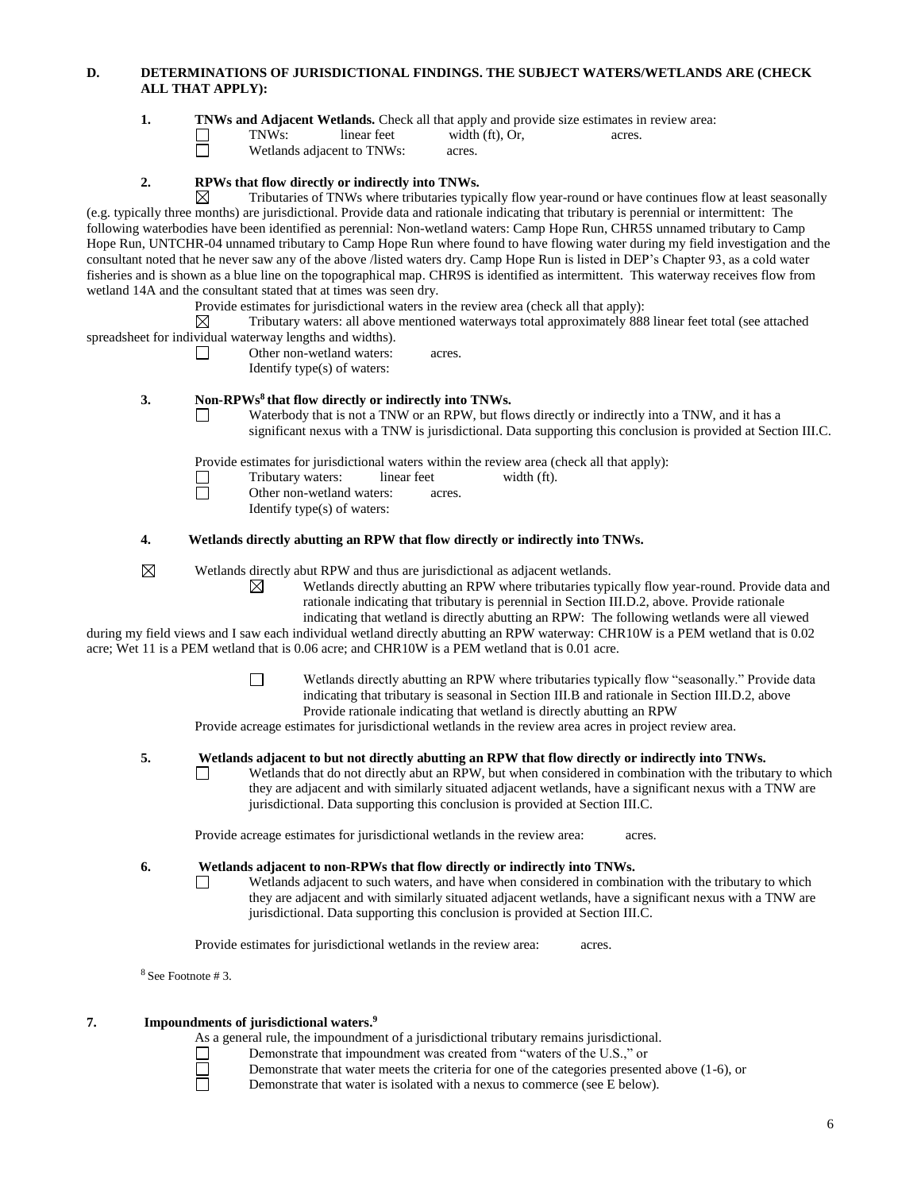**D. DETERMINATIONS OF JURISDICTIONAL FINDINGS. THE SUBJECT WATERS/WETLANDS ARE (CHECK ALL THAT APPLY):**

**1. TNWs and Adjacent Wetlands.** Check all that apply and provide size estimates in review area:

☐ TNWs: linear feet width (ft), Or, acres.
☐ Wetlands adjacent to TNWs: acres.

**2. RPWs that flow directly or indirectly into TNWs.**

☒ Tributaries of TNWs where tributaries typically flow year-round or have continues flow at least seasonally (e.g. typically three months) are jurisdictional. Provide data and rationale indicating that tributary is perennial or intermittent: The following waterbodies have been identified as perennial: Non-wetland waters: Camp Hope Run, CHR5S unnamed tributary to Camp Hope Run, UNTCHR-04 unnamed tributary to Camp Hope Run where found to have flowing water during my field investigation and the consultant noted that he never saw any of the above /listed waters dry. Camp Hope Run is listed in DEP's Chapter 93, as a cold water fisheries and is shown as a blue line on the topographical map. CHR9S is identified as intermittent. This waterway receives flow from wetland 14A and the consultant stated that at times was seen dry.

Provide estimates for jurisdictional waters in the review area (check all that apply):

☒ Tributary waters: all above mentioned waterways total approximately 888 linear feet total (see attached spreadsheet for individual waterway lengths and widths).
☐ Other non-wetland waters: acres.
Identify type(s) of waters:

**3. Non-RPWs[8] that flow directly or indirectly into TNWs.**

☐ Waterbody that is not a TNW or an RPW, but flows directly or indirectly into a TNW, and it has a significant nexus with a TNW is jurisdictional. Data supporting this conclusion is provided at Section III.C.

Provide estimates for jurisdictional waters within the review area (check all that apply):

☐ Tributary waters: linear feet width (ft).
☐ Other non-wetland waters: acres.
Identify type(s) of waters:

**4. Wetlands directly abutting an RPW that flow directly or indirectly into TNWs.**

☒ Wetlands directly abut RPW and thus are jurisdictional as adjacent wetlands.

☒ Wetlands directly abutting an RPW where tributaries typically flow year-round. Provide data and rationale indicating that tributary is perennial in Section III.D.2, above. Provide rationale indicating that wetland is directly abutting an RPW: The following wetlands were all viewed during my field views and I saw each individual wetland directly abutting an RPW waterway: CHR10W is a PEM wetland that is 0.02 acre; Wet 11 is a PEM wetland that is 0.06 acre; and CHR10W is a PEM wetland that is 0.01 acre.

☐ Wetlands directly abutting an RPW where tributaries typically flow "seasonally." Provide data indicating that tributary is seasonal in Section III.B and rationale in Section III.D.2, above Provide rationale indicating that wetland is directly abutting an RPW

Provide acreage estimates for jurisdictional wetlands in the review area acres in project review area.

**5. Wetlands adjacent to but not directly abutting an RPW that flow directly or indirectly into TNWs.**

☐ Wetlands that do not directly abut an RPW, but when considered in combination with the tributary to which they are adjacent and with similarly situated adjacent wetlands, have a significant nexus with a TNW are jurisdictional. Data supporting this conclusion is provided at Section III.C.

Provide acreage estimates for jurisdictional wetlands in the review area: acres.

**6. Wetlands adjacent to non-RPWs that flow directly or indirectly into TNWs.**

☐ Wetlands adjacent to such waters, and have when considered in combination with the tributary to which they are adjacent and with similarly situated adjacent wetlands, have a significant nexus with a TNW are jurisdictional. Data supporting this conclusion is provided at Section III.C.

Provide estimates for jurisdictional wetlands in the review area: acres.

[8] See Footnote # 3.

**7. Impoundments of jurisdictional waters.[9]**

As a general rule, the impoundment of a jurisdictional tributary remains jurisdictional.

☐ Demonstrate that impoundment was created from "waters of the U.S.," or
☐ Demonstrate that water meets the criteria for one of the categories presented above (1-6), or
☐ Demonstrate that water is isolated with a nexus to commerce (see E below).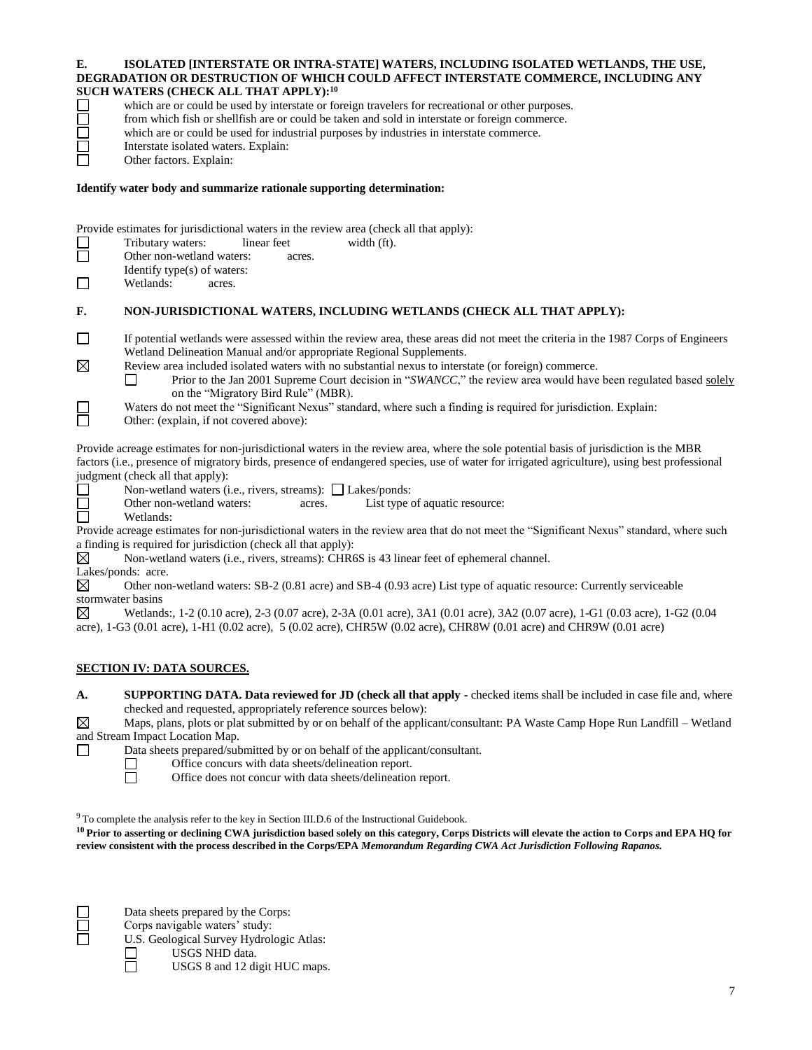**E. ISOLATED [INTERSTATE OR INTRA-STATE] WATERS, INCLUDING ISOLATED WETLANDS, THE USE, DEGRADATION OR DESTRUCTION OF WHICH COULD AFFECT INTERSTATE COMMERCE, INCLUDING ANY SUCH WATERS (CHECK ALL THAT APPLY):[10]**

- ☐ which are or could be used by interstate or foreign travelers for recreational or other purposes.
- ☐ from which fish or shellfish are or could be taken and sold in interstate or foreign commerce.
- ☐ which are or could be used for industrial purposes by industries in interstate commerce.
- ☐ Interstate isolated waters. Explain:
- ☐ Other factors. Explain:

**Identify water body and summarize rationale supporting determination:**

Provide estimates for jurisdictional waters in the review area (check all that apply):

- ☐ Tributary waters: linear feet width (ft).
- ☐ Other non-wetland waters: acres.
  Identify type(s) of waters:
- ☐ Wetlands: acres.

**F. NON-JURISDICTIONAL WATERS, INCLUDING WETLANDS (CHECK ALL THAT APPLY):**

- ☐ If potential wetlands were assessed within the review area, these areas did not meet the criteria in the 1987 Corps of Engineers Wetland Delineation Manual and/or appropriate Regional Supplements.
- ☒ Review area included isolated waters with no substantial nexus to interstate (or foreign) commerce.
  - ☐ Prior to the Jan 2001 Supreme Court decision in "*SWANCC*," the review area would have been regulated based solely on the "Migratory Bird Rule" (MBR).
- ☐ Waters do not meet the "Significant Nexus" standard, where such a finding is required for jurisdiction. Explain:
- ☐ Other: (explain, if not covered above):

Provide acreage estimates for non-jurisdictional waters in the review area, where the sole potential basis of jurisdiction is the MBR factors (i.e., presence of migratory birds, presence of endangered species, use of water for irrigated agriculture), using best professional judgment (check all that apply):

- ☐ Non-wetland waters (i.e., rivers, streams): ☐ Lakes/ponds:
- ☐ Other non-wetland waters: acres. List type of aquatic resource:
- ☐ Wetlands:

Provide acreage estimates for non-jurisdictional waters in the review area that do not meet the "Significant Nexus" standard, where such a finding is required for jurisdiction (check all that apply):

☒ Non-wetland waters (i.e., rivers, streams): CHR6S is 43 linear feet of ephemeral channel.
Lakes/ponds: acre.
☒ Other non-wetland waters: SB-2 (0.81 acre) and SB-4 (0.93 acre) List type of aquatic resource: Currently serviceable stormwater basins
☒ Wetlands:, 1-2 (0.10 acre), 2-3 (0.07 acre), 2-3A (0.01 acre), 3A1 (0.01 acre), 3A2 (0.07 acre), 1-G1 (0.03 acre), 1-G2 (0.04 acre), 1-G3 (0.01 acre), 1-H1 (0.02 acre), 5 (0.02 acre), CHR5W (0.02 acre), CHR8W (0.01 acre) and CHR9W (0.01 acre)

## SECTION IV: DATA SOURCES.

**A. SUPPORTING DATA. Data reviewed for JD (check all that apply -** checked items shall be included in case file and, where checked and requested, appropriately reference sources below):

☒ Maps, plans, plots or plat submitted by or on behalf of the applicant/consultant: PA Waste Camp Hope Run Landfill – Wetland and Stream Impact Location Map.
☐ Data sheets prepared/submitted by or on behalf of the applicant/consultant.
  - ☐ Office concurs with data sheets/delineation report.
  - ☐ Office does not concur with data sheets/delineation report.

[9] To complete the analysis refer to the key in Section III.D.6 of the Instructional Guidebook.

**[10] Prior to asserting or declining CWA jurisdiction based solely on this category, Corps Districts will elevate the action to Corps and EPA HQ for review consistent with the process described in the Corps/EPA *Memorandum Regarding CWA Act Jurisdiction Following Rapanos.***

- ☐ Data sheets prepared by the Corps:
- ☐ Corps navigable waters' study:
- ☐ U.S. Geological Survey Hydrologic Atlas:
  - ☐ USGS NHD data.
  - ☐ USGS 8 and 12 digit HUC maps.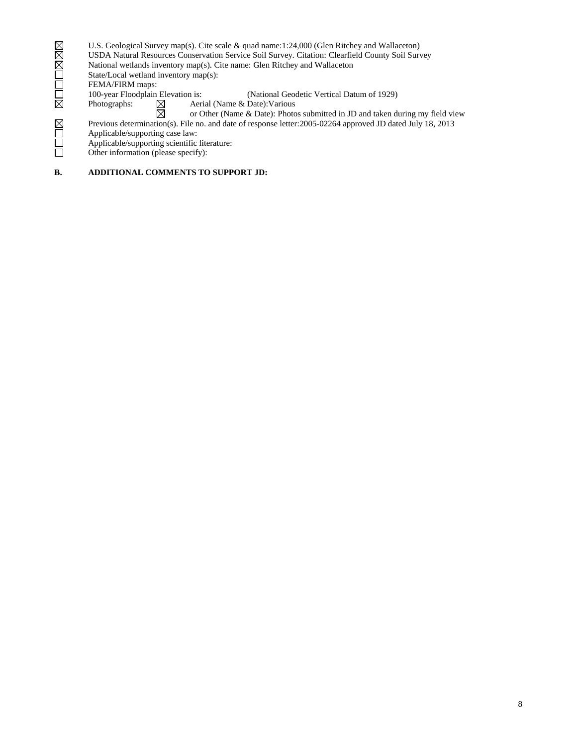- ☒ U.S. Geological Survey map(s). Cite scale & quad name:1:24,000 (Glen Ritchey and Wallaceton)
- ☒ USDA Natural Resources Conservation Service Soil Survey. Citation: Clearfield County Soil Survey
- ☒ National wetlands inventory map(s). Cite name: Glen Ritchey and Wallaceton
- ☐ State/Local wetland inventory map(s):
- ☐ FEMA/FIRM maps:
- ☐ 100-year Floodplain Elevation is: (National Geodetic Vertical Datum of 1929)
- ☒ Photographs: ☒ Aerial (Name & Date):Various
  ☒ or Other (Name & Date): Photos submitted in JD and taken during my field view
- ☒ Previous determination(s). File no. and date of response letter:2005-02264 approved JD dated July 18, 2013
- ☐ Applicable/supporting case law:
- ☐ Applicable/supporting scientific literature:
- ☐ Other information (please specify):

**B. ADDITIONAL COMMENTS TO SUPPORT JD:**